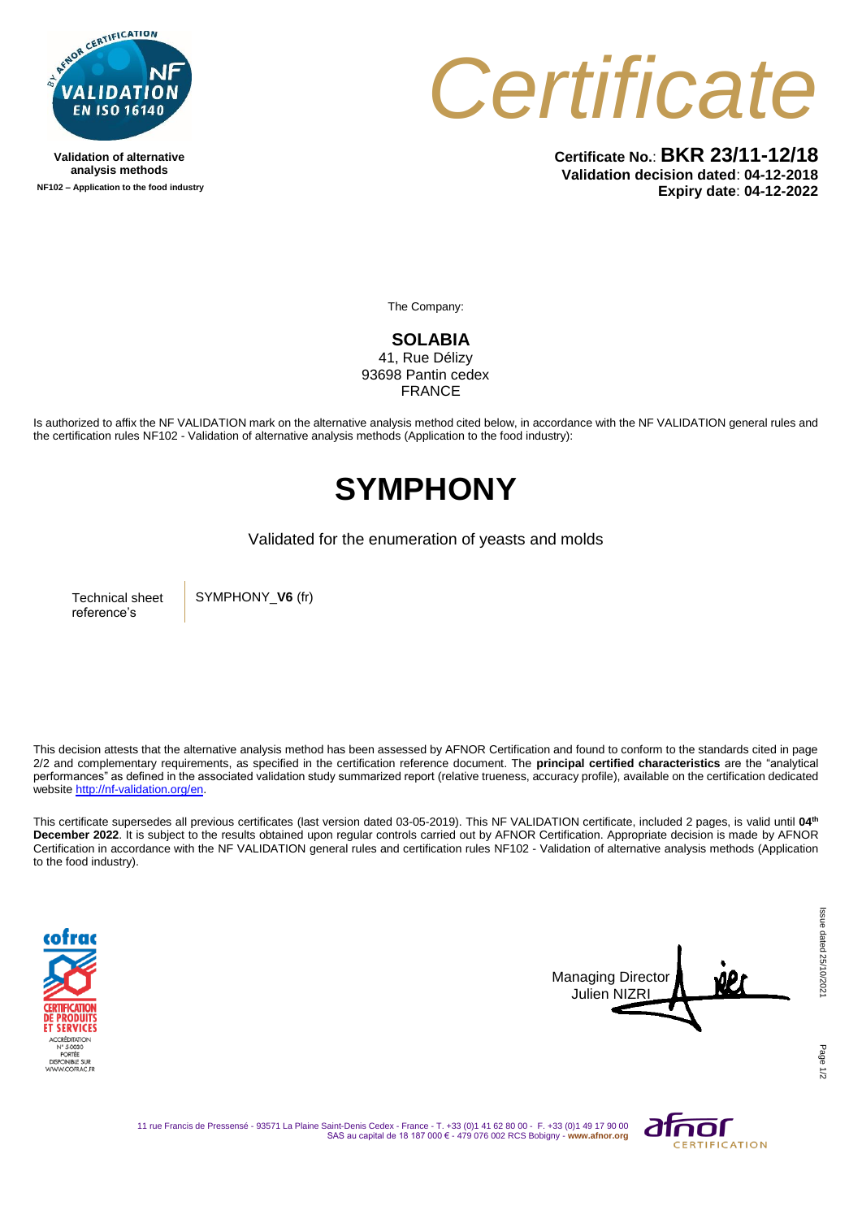Validation of alternative analysis methods
NF102 – Application to the food industry

# Certificate

**Certificate No.**: **BKR 23/11-12/18**
**Validation decision dated**: **04-12-2018**
**Expiry date**: **04-12-2022**

The Company:

**SOLABIA**
41, Rue Délizy
93698 Pantin cedex
FRANCE

Is authorized to affix the NF VALIDATION mark on the alternative analysis method cited below, in accordance with the NF VALIDATION general rules and the certification rules NF102 - Validation of alternative analysis methods (Application to the food industry):

# SYMPHONY

Validated for the enumeration of yeasts and molds

| | |
|---|---|
| Technical sheet reference's | SYMPHONY_**V6** (fr) |

This decision attests that the alternative analysis method has been assessed by AFNOR Certification and found to conform to the standards cited in page 2/2 and complementary requirements, as specified in the certification reference document. The **principal certified characteristics** are the "analytical performances" as defined in the associated validation study summarized report (relative trueness, accuracy profile), available on the certification dedicated website http://nf-validation.org/en.

This certificate supersedes all previous certificates (last version dated 03-05-2019). This NF VALIDATION certificate, included 2 pages, is valid until **04th December 2022**. It is subject to the results obtained upon regular controls carried out by AFNOR Certification. Appropriate decision is made by AFNOR Certification in accordance with the NF VALIDATION general rules and certification rules NF102 - Validation of alternative analysis methods (Application to the food industry).

Managing Director
Julien NIZRI

Issue dated 25/10/2021

11 rue Francis de Pressensé - 93571 La Plaine Saint-Denis Cedex - France - T. +33 (0)1 41 62 80 00 - F. +33 (0)1 49 17 90 00
SAS au capital de 18 187 000 € - 479 076 002 RCS Bobigny - **www.afnor.org**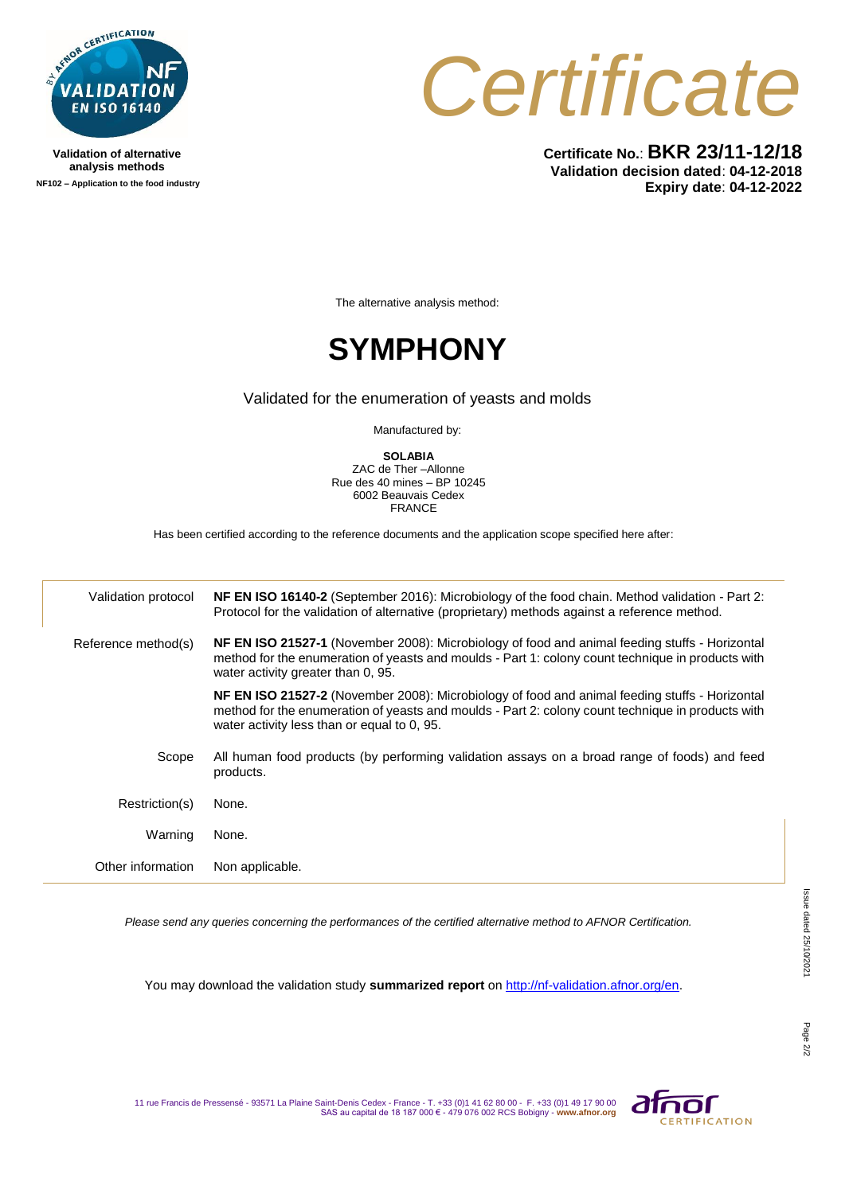Validation of alternative analysis methods

NF102 – Application to the food industry

# Certificate

**Certificate No.**: **BKR 23/11-12/18**
**Validation decision dated**: **04-12-2018**
**Expiry date**: **04-12-2022**

The alternative analysis method:

# SYMPHONY

Validated for the enumeration of yeasts and molds

Manufactured by:

**SOLABIA**
ZAC de Ther –Allonne
Rue des 40 mines – BP 10245
6002 Beauvais Cedex
FRANCE

Has been certified according to the reference documents and the application scope specified here after:

| | |
|---|---|
| Validation protocol | **NF EN ISO 16140-2** (September 2016): Microbiology of the food chain. Method validation - Part 2: Protocol for the validation of alternative (proprietary) methods against a reference method. |
| Reference method(s) | **NF EN ISO 21527-1** (November 2008): Microbiology of food and animal feeding stuffs - Horizontal method for the enumeration of yeasts and moulds - Part 1: colony count technique in products with water activity greater than 0, 95. |
| | **NF EN ISO 21527-2** (November 2008): Microbiology of food and animal feeding stuffs - Horizontal method for the enumeration of yeasts and moulds - Part 2: colony count technique in products with water activity less than or equal to 0, 95. |
| Scope | All human food products (by performing validation assays on a broad range of foods) and feed products. |
| Restriction(s) | None. |
| Warning | None. |
| Other information | Non applicable. |

*Please send any queries concerning the performances of the certified alternative method to AFNOR Certification.*

You may download the validation study **summarized report** on http://nf-validation.afnor.org/en.

Issue dated 25/10/2021

11 rue Francis de Pressensé - 93571 La Plaine Saint-Denis Cedex - France - T. +33 (0)1 41 62 80 00 - F. +33 (0)1 49 17 90 00
SAS au capital de 18 187 000 € - 479 076 002 RCS Bobigny - **www.afnor.org**